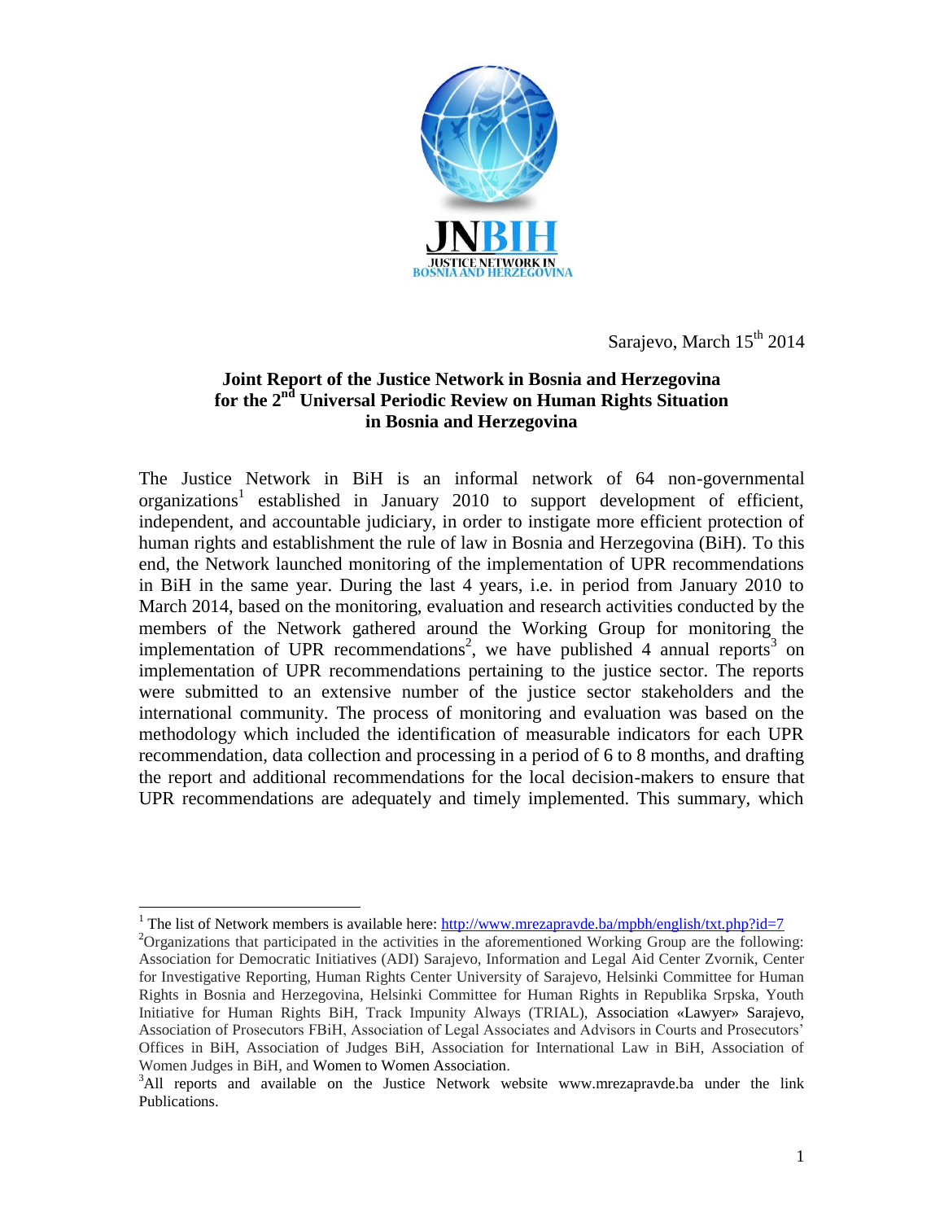JNBIH
JUSTICE NETWORK IN BOSNIA AND HERZEGOVINA

Sarajevo, March 15th 2014

## Joint Report of the Justice Network in Bosnia and Herzegovina for the 2nd Universal Periodic Review on Human Rights Situation in Bosnia and Herzegovina

The Justice Network in BiH is an informal network of 64 non-governmental organizations[1] established in January 2010 to support development of efficient, independent, and accountable judiciary, in order to instigate more efficient protection of human rights and establishment the rule of law in Bosnia and Herzegovina (BiH). To this end, the Network launched monitoring of the implementation of UPR recommendations in BiH in the same year. During the last 4 years, i.e. in period from January 2010 to March 2014, based on the monitoring, evaluation and research activities conducted by the members of the Network gathered around the Working Group for monitoring the implementation of UPR recommendations[2], we have published 4 annual reports[3] on implementation of UPR recommendations pertaining to the justice sector. The reports were submitted to an extensive number of the justice sector stakeholders and the international community. The process of monitoring and evaluation was based on the methodology which included the identification of measurable indicators for each UPR recommendation, data collection and processing in a period of 6 to 8 months, and drafting the report and additional recommendations for the local decision-makers to ensure that UPR recommendations are adequately and timely implemented. This summary, which

---

[1] The list of Network members is available here: http://www.mrezapravde.ba/mpbh/english/txt.php?id=7

[2] Organizations that participated in the activities in the aforementioned Working Group are the following: Association for Democratic Initiatives (ADI) Sarajevo, Information and Legal Aid Center Zvornik, Center for Investigative Reporting, Human Rights Center University of Sarajevo, Helsinki Committee for Human Rights in Bosnia and Herzegovina, Helsinki Committee for Human Rights in Republika Srpska, Youth Initiative for Human Rights BiH, Track Impunity Always (TRIAL), Association «Lawyer» Sarajevo, Association of Prosecutors FBiH, Association of Legal Associates and Advisors in Courts and Prosecutors' Offices in BiH, Association of Judges BiH, Association for International Law in BiH, Association of Women Judges in BiH, and Women to Women Association.

[3] All reports and available on the Justice Network website www.mrezapravde.ba under the link Publications.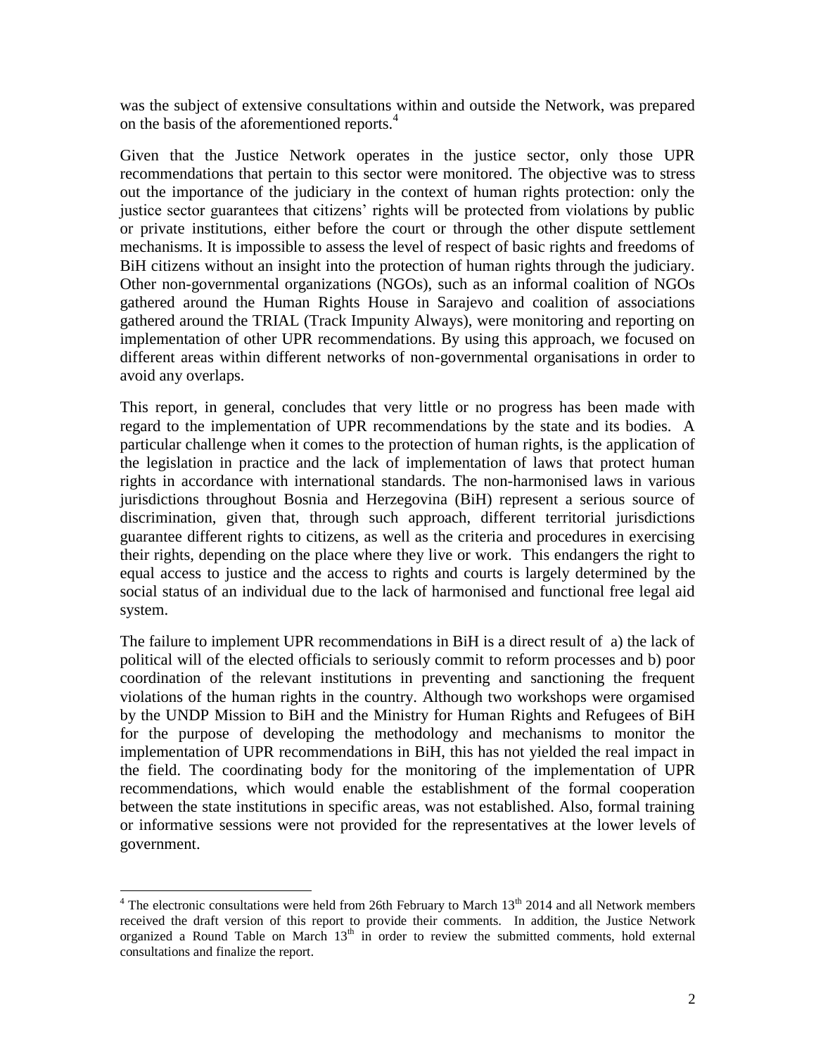was the subject of extensive consultations within and outside the Network, was prepared on the basis of the aforementioned reports.[4]

Given that the Justice Network operates in the justice sector, only those UPR recommendations that pertain to this sector were monitored. The objective was to stress out the importance of the judiciary in the context of human rights protection: only the justice sector guarantees that citizens' rights will be protected from violations by public or private institutions, either before the court or through the other dispute settlement mechanisms. It is impossible to assess the level of respect of basic rights and freedoms of BiH citizens without an insight into the protection of human rights through the judiciary. Other non-governmental organizations (NGOs), such as an informal coalition of NGOs gathered around the Human Rights House in Sarajevo and coalition of associations gathered around the TRIAL (Track Impunity Always), were monitoring and reporting on implementation of other UPR recommendations. By using this approach, we focused on different areas within different networks of non-governmental organisations in order to avoid any overlaps.

This report, in general, concludes that very little or no progress has been made with regard to the implementation of UPR recommendations by the state and its bodies. A particular challenge when it comes to the protection of human rights, is the application of the legislation in practice and the lack of implementation of laws that protect human rights in accordance with international standards. The non-harmonised laws in various jurisdictions throughout Bosnia and Herzegovina (BiH) represent a serious source of discrimination, given that, through such approach, different territorial jurisdictions guarantee different rights to citizens, as well as the criteria and procedures in exercising their rights, depending on the place where they live or work. This endangers the right to equal access to justice and the access to rights and courts is largely determined by the social status of an individual due to the lack of harmonised and functional free legal aid system.

The failure to implement UPR recommendations in BiH is a direct result of a) the lack of political will of the elected officials to seriously commit to reform processes and b) poor coordination of the relevant institutions in preventing and sanctioning the frequent violations of the human rights in the country. Although two workshops were orgamised by the UNDP Mission to BiH and the Ministry for Human Rights and Refugees of BiH for the purpose of developing the methodology and mechanisms to monitor the implementation of UPR recommendations in BiH, this has not yielded the real impact in the field. The coordinating body for the monitoring of the implementation of UPR recommendations, which would enable the establishment of the formal cooperation between the state institutions in specific areas, was not established. Also, formal training or informative sessions were not provided for the representatives at the lower levels of government.

[4] The electronic consultations were held from 26th February to March 13th 2014 and all Network members received the draft version of this report to provide their comments. In addition, the Justice Network organized a Round Table on March 13th in order to review the submitted comments, hold external consultations and finalize the report.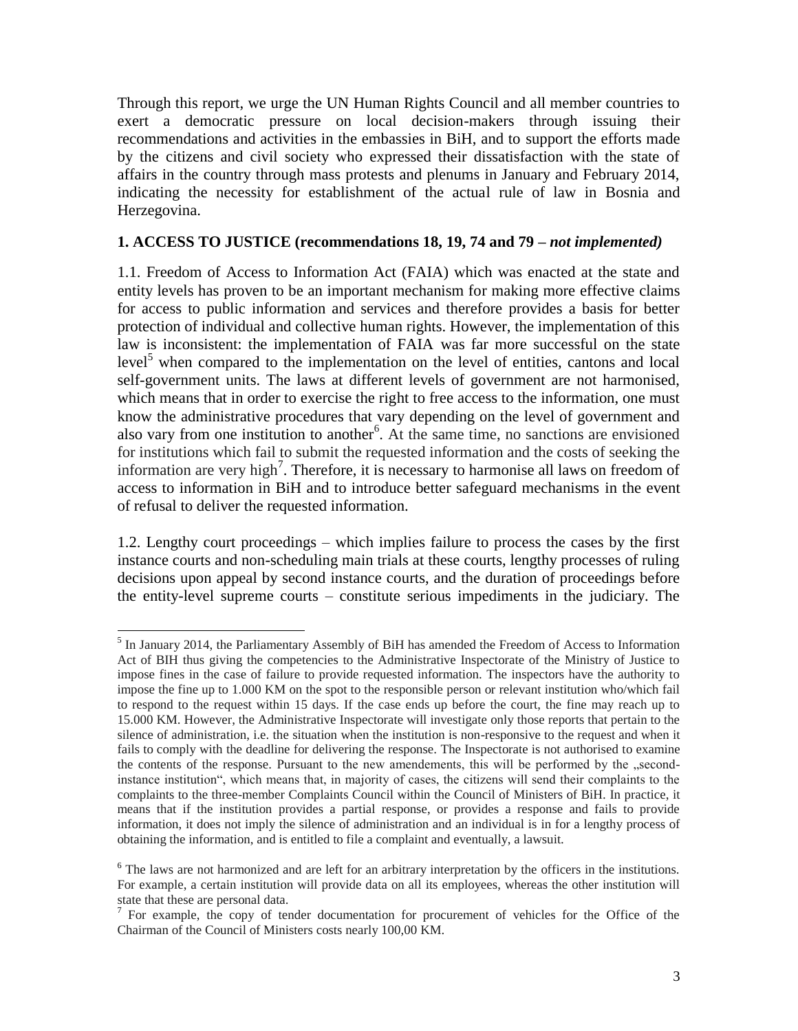Through this report, we urge the UN Human Rights Council and all member countries to exert a democratic pressure on local decision-makers through issuing their recommendations and activities in the embassies in BiH, and to support the efforts made by the citizens and civil society who expressed their dissatisfaction with the state of affairs in the country through mass protests and plenums in January and February 2014, indicating the necessity for establishment of the actual rule of law in Bosnia and Herzegovina.

## 1. ACCESS TO JUSTICE (recommendations 18, 19, 74 and 79 – *not implemented)*

1.1. Freedom of Access to Information Act (FAIA) which was enacted at the state and entity levels has proven to be an important mechanism for making more effective claims for access to public information and services and therefore provides a basis for better protection of individual and collective human rights. However, the implementation of this law is inconsistent: the implementation of FAIA was far more successful on the state level[5] when compared to the implementation on the level of entities, cantons and local self-government units. The laws at different levels of government are not harmonised, which means that in order to exercise the right to free access to the information, one must know the administrative procedures that vary depending on the level of government and also vary from one institution to another[6]. At the same time, no sanctions are envisioned for institutions which fail to submit the requested information and the costs of seeking the information are very high[7]. Therefore, it is necessary to harmonise all laws on freedom of access to information in BiH and to introduce better safeguard mechanisms in the event of refusal to deliver the requested information.

1.2. Lengthy court proceedings – which implies failure to process the cases by the first instance courts and non-scheduling main trials at these courts, lengthy processes of ruling decisions upon appeal by second instance courts, and the duration of proceedings before the entity-level supreme courts – constitute serious impediments in the judiciary. The

---

[5] In January 2014, the Parliamentary Assembly of BiH has amended the Freedom of Access to Information Act of BIH thus giving the competencies to the Administrative Inspectorate of the Ministry of Justice to impose fines in the case of failure to provide requested information. The inspectors have the authority to impose the fine up to 1.000 KM on the spot to the responsible person or relevant institution who/which fail to respond to the request within 15 days. If the case ends up before the court, the fine may reach up to 15.000 KM. However, the Administrative Inspectorate will investigate only those reports that pertain to the silence of administration, i.e. the situation when the institution is non-responsive to the request and when it fails to comply with the deadline for delivering the response. The Inspectorate is not authorised to examine the contents of the response. Pursuant to the new amendements, this will be performed by the „second-instance institution", which means that, in majority of cases, the citizens will send their complaints to the complaints to the three-member Complaints Council within the Council of Ministers of BiH. In practice, it means that if the institution provides a partial response, or provides a response and fails to provide information, it does not imply the silence of administration and an individual is in for a lengthy process of obtaining the information, and is entitled to file a complaint and eventually, a lawsuit.

[6] The laws are not harmonized and are left for an arbitrary interpretation by the officers in the institutions. For example, a certain institution will provide data on all its employees, whereas the other institution will state that these are personal data.

[7] For example, the copy of tender documentation for procurement of vehicles for the Office of the Chairman of the Council of Ministers costs nearly 100,00 KM.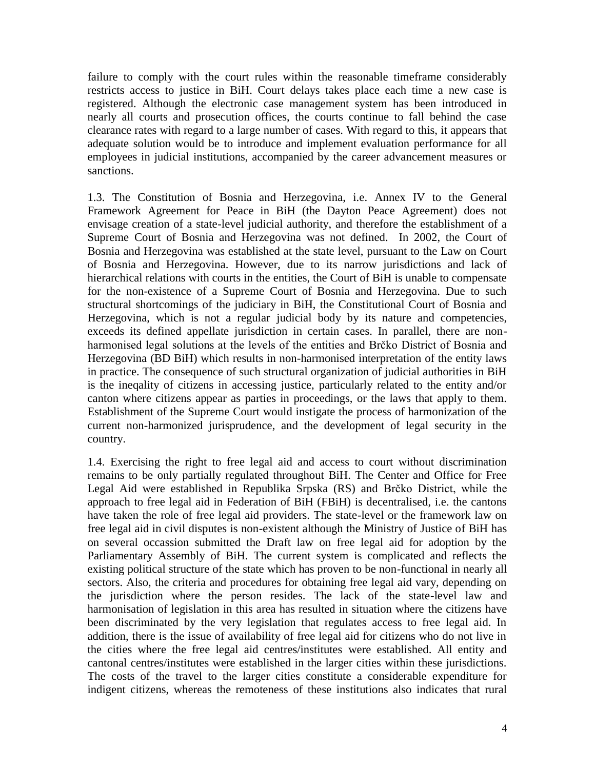failure to comply with the court rules within the reasonable timeframe considerably restricts access to justice in BiH. Court delays takes place each time a new case is registered. Although the electronic case management system has been introduced in nearly all courts and prosecution offices, the courts continue to fall behind the case clearance rates with regard to a large number of cases. With regard to this, it appears that adequate solution would be to introduce and implement evaluation performance for all employees in judicial institutions, accompanied by the career advancement measures or sanctions.

1.3. The Constitution of Bosnia and Herzegovina, i.e. Annex IV to the General Framework Agreement for Peace in BiH (the Dayton Peace Agreement) does not envisage creation of a state-level judicial authority, and therefore the establishment of a Supreme Court of Bosnia and Herzegovina was not defined. In 2002, the Court of Bosnia and Herzegovina was established at the state level, pursuant to the Law on Court of Bosnia and Herzegovina. However, due to its narrow jurisdictions and lack of hierarchical relations with courts in the entities, the Court of BiH is unable to compensate for the non-existence of a Supreme Court of Bosnia and Herzegovina. Due to such structural shortcomings of the judiciary in BiH, the Constitutional Court of Bosnia and Herzegovina, which is not a regular judicial body by its nature and competencies, exceeds its defined appellate jurisdiction in certain cases. In parallel, there are non-harmonised legal solutions at the levels of the entities and Brčko District of Bosnia and Herzegovina (BD BiH) which results in non-harmonised interpretation of the entity laws in practice. The consequence of such structural organization of judicial authorities in BiH is the ineqality of citizens in accessing justice, particularly related to the entity and/or canton where citizens appear as parties in proceedings, or the laws that apply to them. Establishment of the Supreme Court would instigate the process of harmonization of the current non-harmonized jurisprudence, and the development of legal security in the country.

1.4. Exercising the right to free legal aid and access to court without discrimination remains to be only partially regulated throughout BiH. The Center and Office for Free Legal Aid were established in Republika Srpska (RS) and Brčko District, while the approach to free legal aid in Federation of BiH (FBiH) is decentralised, i.e. the cantons have taken the role of free legal aid providers. The state-level or the framework law on free legal aid in civil disputes is non-existent although the Ministry of Justice of BiH has on several occassion submitted the Draft law on free legal aid for adoption by the Parliamentary Assembly of BiH. The current system is complicated and reflects the existing political structure of the state which has proven to be non-functional in nearly all sectors. Also, the criteria and procedures for obtaining free legal aid vary, depending on the jurisdiction where the person resides. The lack of the state-level law and harmonisation of legislation in this area has resulted in situation where the citizens have been discriminated by the very legislation that regulates access to free legal aid. In addition, there is the issue of availability of free legal aid for citizens who do not live in the cities where the free legal aid centres/institutes were established. All entity and cantonal centres/institutes were established in the larger cities within these jurisdictions. The costs of the travel to the larger cities constitute a considerable expenditure for indigent citizens, whereas the remoteness of these institutions also indicates that rural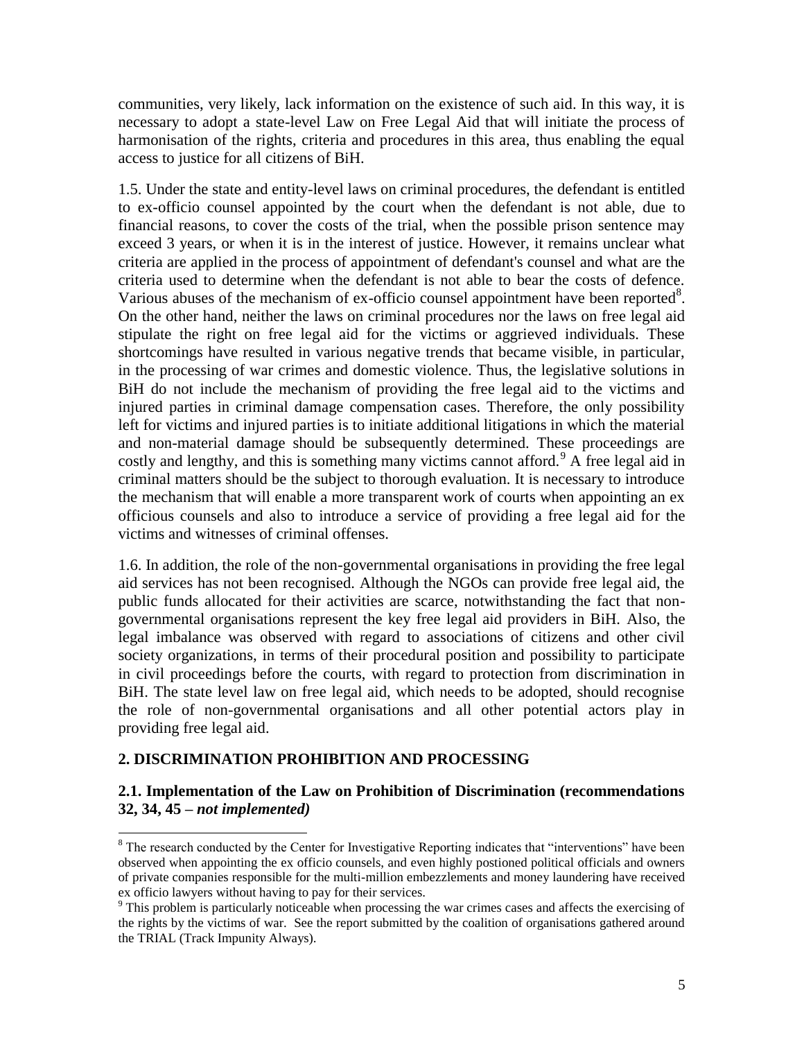communities, very likely, lack information on the existence of such aid. In this way, it is necessary to adopt a state-level Law on Free Legal Aid that will initiate the process of harmonisation of the rights, criteria and procedures in this area, thus enabling the equal access to justice for all citizens of BiH.

1.5. Under the state and entity-level laws on criminal procedures, the defendant is entitled to ex-officio counsel appointed by the court when the defendant is not able, due to financial reasons, to cover the costs of the trial, when the possible prison sentence may exceed 3 years, or when it is in the interest of justice. However, it remains unclear what criteria are applied in the process of appointment of defendant's counsel and what are the criteria used to determine when the defendant is not able to bear the costs of defence. Various abuses of the mechanism of ex-officio counsel appointment have been reported[8]. On the other hand, neither the laws on criminal procedures nor the laws on free legal aid stipulate the right on free legal aid for the victims or aggrieved individuals. These shortcomings have resulted in various negative trends that became visible, in particular, in the processing of war crimes and domestic violence. Thus, the legislative solutions in BiH do not include the mechanism of providing the free legal aid to the victims and injured parties in criminal damage compensation cases. Therefore, the only possibility left for victims and injured parties is to initiate additional litigations in which the material and non-material damage should be subsequently determined. These proceedings are costly and lengthy, and this is something many victims cannot afford.[9] A free legal aid in criminal matters should be the subject to thorough evaluation. It is necessary to introduce the mechanism that will enable a more transparent work of courts when appointing an ex officious counsels and also to introduce a service of providing a free legal aid for the victims and witnesses of criminal offenses.

1.6. In addition, the role of the non-governmental organisations in providing the free legal aid services has not been recognised. Although the NGOs can provide free legal aid, the public funds allocated for their activities are scarce, notwithstanding the fact that non-governmental organisations represent the key free legal aid providers in BiH. Also, the legal imbalance was observed with regard to associations of citizens and other civil society organizations, in terms of their procedural position and possibility to participate in civil proceedings before the courts, with regard to protection from discrimination in BiH. The state level law on free legal aid, which needs to be adopted, should recognise the role of non-governmental organisations and all other potential actors play in providing free legal aid.

## 2. DISCRIMINATION PROHIBITION AND PROCESSING

### 2.1. Implementation of the Law on Prohibition of Discrimination (recommendations 32, 34, 45 – *not implemented)*

---

[8] The research conducted by the Center for Investigative Reporting indicates that "interventions" have been observed when appointing the ex officio counsels, and even highly postioned political officials and owners of private companies responsible for the multi-million embezzlements and money laundering have received ex officio lawyers without having to pay for their services.

[9] This problem is particularly noticeable when processing the war crimes cases and affects the exercising of the rights by the victims of war. See the report submitted by the coalition of organisations gathered around the TRIAL (Track Impunity Always).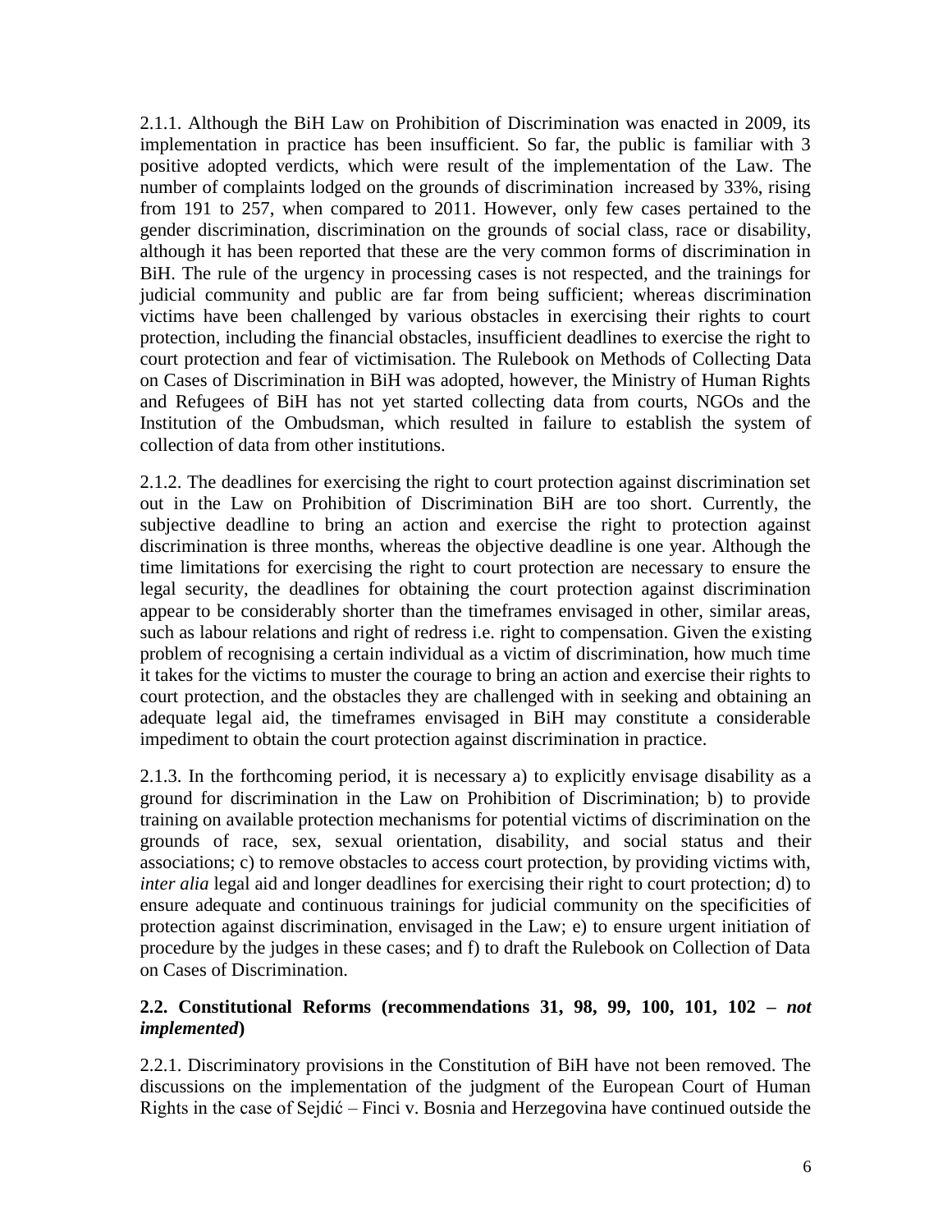2.1.1. Although the BiH Law on Prohibition of Discrimination was enacted in 2009, its implementation in practice has been insufficient. So far, the public is familiar with 3 positive adopted verdicts, which were result of the implementation of the Law. The number of complaints lodged on the grounds of discrimination increased by 33%, rising from 191 to 257, when compared to 2011. However, only few cases pertained to the gender discrimination, discrimination on the grounds of social class, race or disability, although it has been reported that these are the very common forms of discrimination in BiH. The rule of the urgency in processing cases is not respected, and the trainings for judicial community and public are far from being sufficient; whereas discrimination victims have been challenged by various obstacles in exercising their rights to court protection, including the financial obstacles, insufficient deadlines to exercise the right to court protection and fear of victimisation. The Rulebook on Methods of Collecting Data on Cases of Discrimination in BiH was adopted, however, the Ministry of Human Rights and Refugees of BiH has not yet started collecting data from courts, NGOs and the Institution of the Ombudsman, which resulted in failure to establish the system of collection of data from other institutions.

2.1.2. The deadlines for exercising the right to court protection against discrimination set out in the Law on Prohibition of Discrimination BiH are too short. Currently, the subjective deadline to bring an action and exercise the right to protection against discrimination is three months, whereas the objective deadline is one year. Although the time limitations for exercising the right to court protection are necessary to ensure the legal security, the deadlines for obtaining the court protection against discrimination appear to be considerably shorter than the timeframes envisaged in other, similar areas, such as labour relations and right of redress i.e. right to compensation. Given the existing problem of recognising a certain individual as a victim of discrimination, how much time it takes for the victims to muster the courage to bring an action and exercise their rights to court protection, and the obstacles they are challenged with in seeking and obtaining an adequate legal aid, the timeframes envisaged in BiH may constitute a considerable impediment to obtain the court protection against discrimination in practice.

2.1.3. In the forthcoming period, it is necessary a) to explicitly envisage disability as a ground for discrimination in the Law on Prohibition of Discrimination; b) to provide training on available protection mechanisms for potential victims of discrimination on the grounds of race, sex, sexual orientation, disability, and social status and their associations; c) to remove obstacles to access court protection, by providing victims with, *inter alia* legal aid and longer deadlines for exercising their right to court protection; d) to ensure adequate and continuous trainings for judicial community on the specificities of protection against discrimination, envisaged in the Law; e) to ensure urgent initiation of procedure by the judges in these cases; and f) to draft the Rulebook on Collection of Data on Cases of Discrimination.

### 2.2. Constitutional Reforms (recommendations 31, 98, 99, 100, 101, 102 – *not implemented*)

2.2.1. Discriminatory provisions in the Constitution of BiH have not been removed. The discussions on the implementation of the judgment of the European Court of Human Rights in the case of Sejdić – Finci v. Bosnia and Herzegovina have continued outside the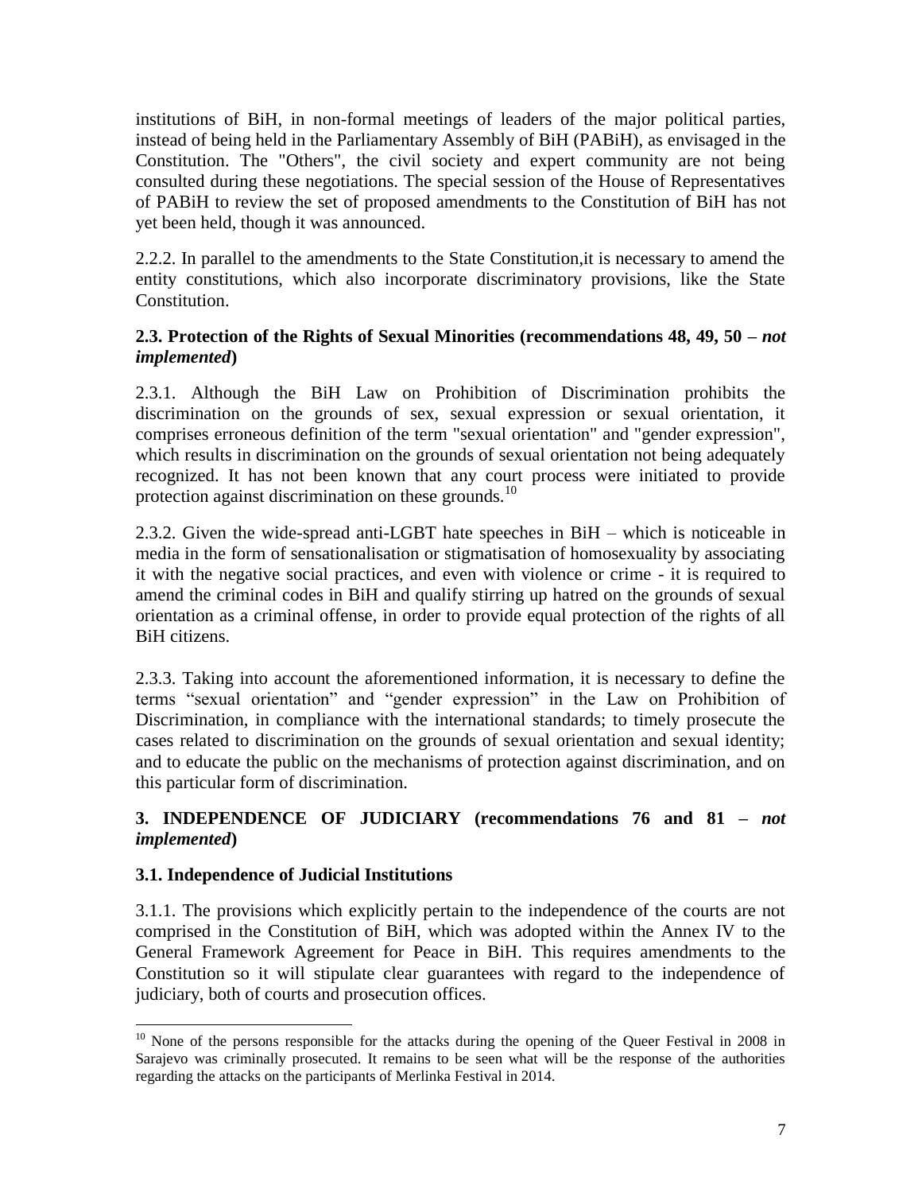institutions of BiH, in non-formal meetings of leaders of the major political parties, instead of being held in the Parliamentary Assembly of BiH (PABiH), as envisaged in the Constitution. The "Others", the civil society and expert community are not being consulted during these negotiations. The special session of the House of Representatives of PABiH to review the set of proposed amendments to the Constitution of BiH has not yet been held, though it was announced.

2.2.2. In parallel to the amendments to the State Constitution,it is necessary to amend the entity constitutions, which also incorporate discriminatory provisions, like the State Constitution.

### 2.3. Protection of the Rights of Sexual Minorities (recommendations 48, 49, 50 – *not implemented*)

2.3.1. Although the BiH Law on Prohibition of Discrimination prohibits the discrimination on the grounds of sex, sexual expression or sexual orientation, it comprises erroneous definition of the term "sexual orientation" and "gender expression", which results in discrimination on the grounds of sexual orientation not being adequately recognized. It has not been known that any court process were initiated to provide protection against discrimination on these grounds.[10]

2.3.2. Given the wide-spread anti-LGBT hate speeches in BiH – which is noticeable in media in the form of sensationalisation or stigmatisation of homosexuality by associating it with the negative social practices, and even with violence or crime - it is required to amend the criminal codes in BiH and qualify stirring up hatred on the grounds of sexual orientation as a criminal offense, in order to provide equal protection of the rights of all BiH citizens.

2.3.3. Taking into account the aforementioned information, it is necessary to define the terms "sexual orientation" and "gender expression" in the Law on Prohibition of Discrimination, in compliance with the international standards; to timely prosecute the cases related to discrimination on the grounds of sexual orientation and sexual identity; and to educate the public on the mechanisms of protection against discrimination, and on this particular form of discrimination.

## 3. INDEPENDENCE OF JUDICIARY (recommendations 76 and 81 – *not implemented*)

### 3.1. Independence of Judicial Institutions

3.1.1. The provisions which explicitly pertain to the independence of the courts are not comprised in the Constitution of BiH, which was adopted within the Annex IV to the General Framework Agreement for Peace in BiH. This requires amendments to the Constitution so it will stipulate clear guarantees with regard to the independence of judiciary, both of courts and prosecution offices.

---

[10] None of the persons responsible for the attacks during the opening of the Queer Festival in 2008 in Sarajevo was criminally prosecuted. It remains to be seen what will be the response of the authorities regarding the attacks on the participants of Merlinka Festival in 2014.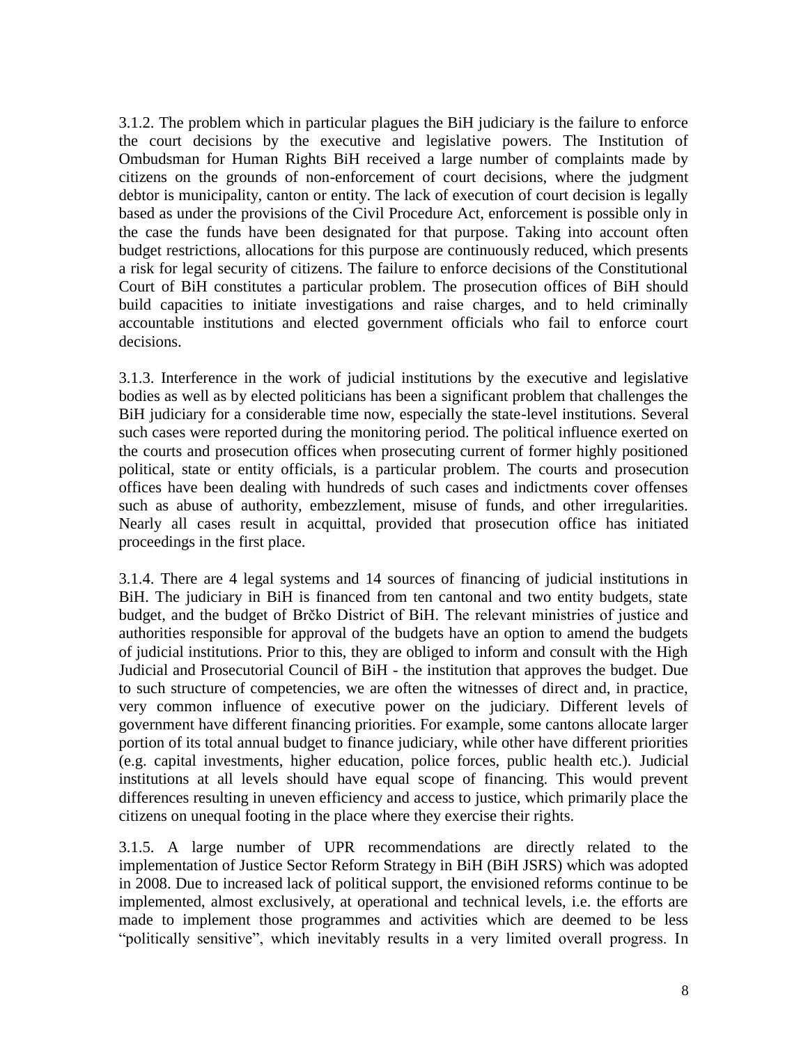3.1.2. The problem which in particular plagues the BiH judiciary is the failure to enforce the court decisions by the executive and legislative powers. The Institution of Ombudsman for Human Rights BiH received a large number of complaints made by citizens on the grounds of non-enforcement of court decisions, where the judgment debtor is municipality, canton or entity. The lack of execution of court decision is legally based as under the provisions of the Civil Procedure Act, enforcement is possible only in the case the funds have been designated for that purpose. Taking into account often budget restrictions, allocations for this purpose are continuously reduced, which presents a risk for legal security of citizens. The failure to enforce decisions of the Constitutional Court of BiH constitutes a particular problem. The prosecution offices of BiH should build capacities to initiate investigations and raise charges, and to held criminally accountable institutions and elected government officials who fail to enforce court decisions.

3.1.3. Interference in the work of judicial institutions by the executive and legislative bodies as well as by elected politicians has been a significant problem that challenges the BiH judiciary for a considerable time now, especially the state-level institutions. Several such cases were reported during the monitoring period. The political influence exerted on the courts and prosecution offices when prosecuting current of former highly positioned political, state or entity officials, is a particular problem. The courts and prosecution offices have been dealing with hundreds of such cases and indictments cover offenses such as abuse of authority, embezzlement, misuse of funds, and other irregularities. Nearly all cases result in acquittal, provided that prosecution office has initiated proceedings in the first place.

3.1.4. There are 4 legal systems and 14 sources of financing of judicial institutions in BiH. The judiciary in BiH is financed from ten cantonal and two entity budgets, state budget, and the budget of Brčko District of BiH. The relevant ministries of justice and authorities responsible for approval of the budgets have an option to amend the budgets of judicial institutions. Prior to this, they are obliged to inform and consult with the High Judicial and Prosecutorial Council of BiH - the institution that approves the budget. Due to such structure of competencies, we are often the witnesses of direct and, in practice, very common influence of executive power on the judiciary. Different levels of government have different financing priorities. For example, some cantons allocate larger portion of its total annual budget to finance judiciary, while other have different priorities (e.g. capital investments, higher education, police forces, public health etc.). Judicial institutions at all levels should have equal scope of financing. This would prevent differences resulting in uneven efficiency and access to justice, which primarily place the citizens on unequal footing in the place where they exercise their rights.

3.1.5. A large number of UPR recommendations are directly related to the implementation of Justice Sector Reform Strategy in BiH (BiH JSRS) which was adopted in 2008. Due to increased lack of political support, the envisioned reforms continue to be implemented, almost exclusively, at operational and technical levels, i.e. the efforts are made to implement those programmes and activities which are deemed to be less "politically sensitive", which inevitably results in a very limited overall progress. In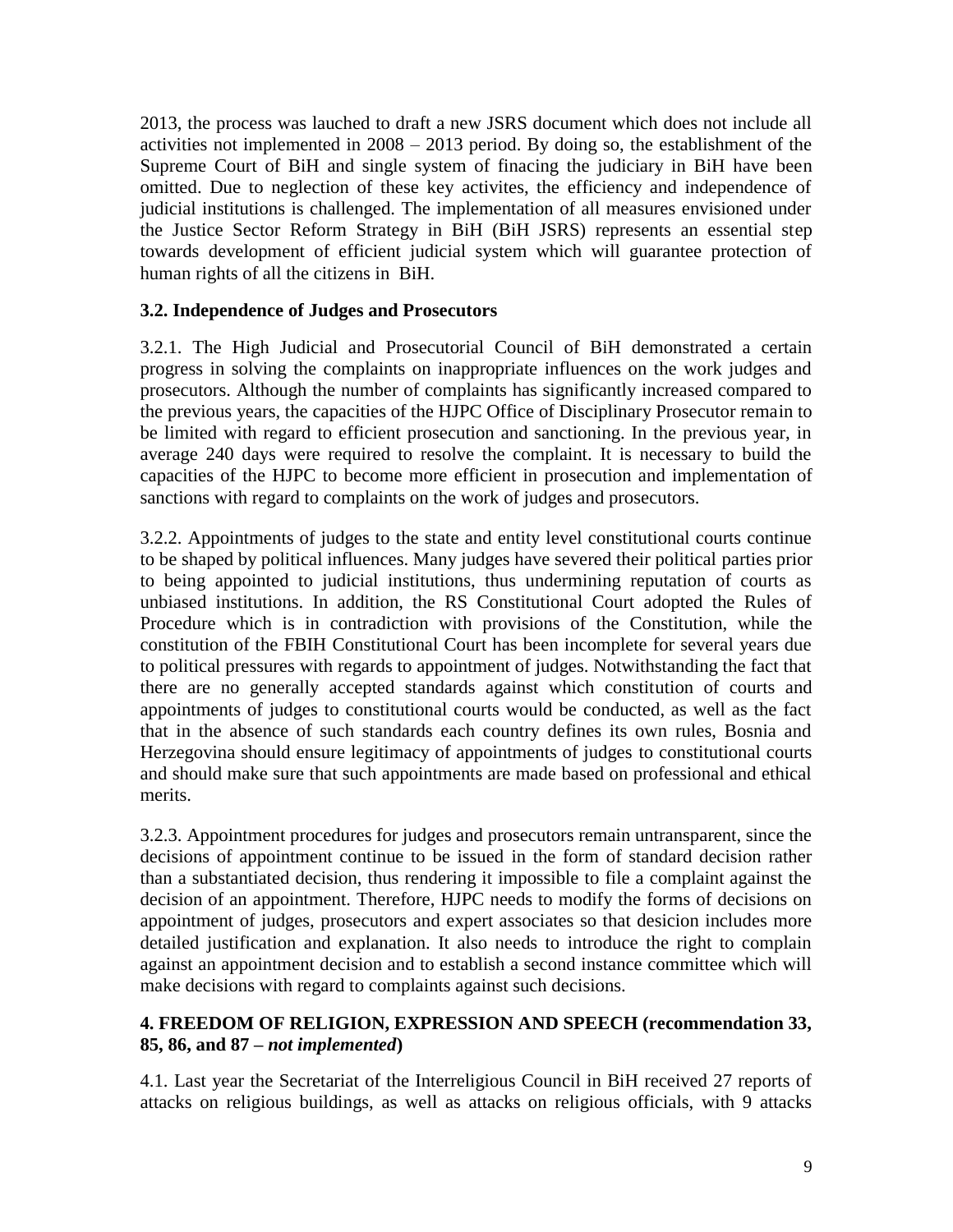2013, the process was lauched to draft a new JSRS document which does not include all activities not implemented in 2008 – 2013 period. By doing so, the establishment of the Supreme Court of BiH and single system of finacing the judiciary in BiH have been omitted. Due to neglection of these key activites, the efficiency and independence of judicial institutions is challenged. The implementation of all measures envisioned under the Justice Sector Reform Strategy in BiH (BiH JSRS) represents an essential step towards development of efficient judicial system which will guarantee protection of human rights of all the citizens in BiH.

### 3.2. Independence of Judges and Prosecutors

3.2.1. The High Judicial and Prosecutorial Council of BiH demonstrated a certain progress in solving the complaints on inappropriate influences on the work judges and prosecutors. Although the number of complaints has significantly increased compared to the previous years, the capacities of the HJPC Office of Disciplinary Prosecutor remain to be limited with regard to efficient prosecution and sanctioning. In the previous year, in average 240 days were required to resolve the complaint. It is necessary to build the capacities of the HJPC to become more efficient in prosecution and implementation of sanctions with regard to complaints on the work of judges and prosecutors.

3.2.2. Appointments of judges to the state and entity level constitutional courts continue to be shaped by political influences. Many judges have severed their political parties prior to being appointed to judicial institutions, thus undermining reputation of courts as unbiased institutions. In addition, the RS Constitutional Court adopted the Rules of Procedure which is in contradiction with provisions of the Constitution, while the constitution of the FBIH Constitutional Court has been incomplete for several years due to political pressures with regards to appointment of judges. Notwithstanding the fact that there are no generally accepted standards against which constitution of courts and appointments of judges to constitutional courts would be conducted, as well as the fact that in the absence of such standards each country defines its own rules, Bosnia and Herzegovina should ensure legitimacy of appointments of judges to constitutional courts and should make sure that such appointments are made based on professional and ethical merits.

3.2.3. Appointment procedures for judges and prosecutors remain untransparent, since the decisions of appointment continue to be issued in the form of standard decision rather than a substantiated decision, thus rendering it impossible to file a complaint against the decision of an appointment. Therefore, HJPC needs to modify the forms of decisions on appointment of judges, prosecutors and expert associates so that desicion includes more detailed justification and explanation. It also needs to introduce the right to complain against an appointment decision and to establish a second instance committee which will make decisions with regard to complaints against such decisions.

## 4. FREEDOM OF RELIGION, EXPRESSION AND SPEECH (recommendation 33, 85, 86, and 87 – *not implemented*)

4.1. Last year the Secretariat of the Interreligious Council in BiH received 27 reports of attacks on religious buildings, as well as attacks on religious officials, with 9 attacks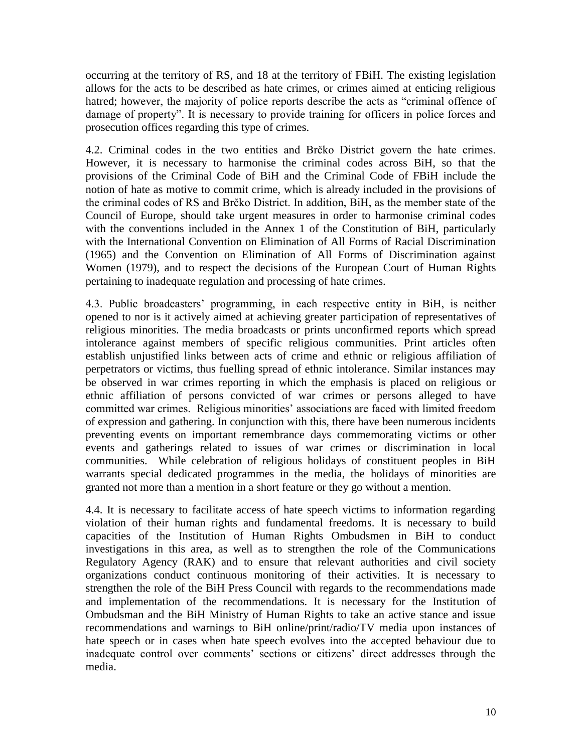occurring at the territory of RS, and 18 at the territory of FBiH. The existing legislation allows for the acts to be described as hate crimes, or crimes aimed at enticing religious hatred; however, the majority of police reports describe the acts as "criminal offence of damage of property". It is necessary to provide training for officers in police forces and prosecution offices regarding this type of crimes.

4.2. Criminal codes in the two entities and Brčko District govern the hate crimes. However, it is necessary to harmonise the criminal codes across BiH, so that the provisions of the Criminal Code of BiH and the Criminal Code of FBiH include the notion of hate as motive to commit crime, which is already included in the provisions of the criminal codes of RS and Brčko District. In addition, BiH, as the member state of the Council of Europe, should take urgent measures in order to harmonise criminal codes with the conventions included in the Annex 1 of the Constitution of BiH, particularly with the International Convention on Elimination of All Forms of Racial Discrimination (1965) and the Convention on Elimination of All Forms of Discrimination against Women (1979), and to respect the decisions of the European Court of Human Rights pertaining to inadequate regulation and processing of hate crimes.

4.3. Public broadcasters' programming, in each respective entity in BiH, is neither opened to nor is it actively aimed at achieving greater participation of representatives of religious minorities. The media broadcasts or prints unconfirmed reports which spread intolerance against members of specific religious communities. Print articles often establish unjustified links between acts of crime and ethnic or religious affiliation of perpetrators or victims, thus fuelling spread of ethnic intolerance. Similar instances may be observed in war crimes reporting in which the emphasis is placed on religious or ethnic affiliation of persons convicted of war crimes or persons alleged to have committed war crimes. Religious minorities' associations are faced with limited freedom of expression and gathering. In conjunction with this, there have been numerous incidents preventing events on important remembrance days commemorating victims or other events and gatherings related to issues of war crimes or discrimination in local communities. While celebration of religious holidays of constituent peoples in BiH warrants special dedicated programmes in the media, the holidays of minorities are granted not more than a mention in a short feature or they go without a mention.

4.4. It is necessary to facilitate access of hate speech victims to information regarding violation of their human rights and fundamental freedoms. It is necessary to build capacities of the Institution of Human Rights Ombudsmen in BiH to conduct investigations in this area, as well as to strengthen the role of the Communications Regulatory Agency (RAK) and to ensure that relevant authorities and civil society organizations conduct continuous monitoring of their activities. It is necessary to strengthen the role of the BiH Press Council with regards to the recommendations made and implementation of the recommendations. It is necessary for the Institution of Ombudsman and the BiH Ministry of Human Rights to take an active stance and issue recommendations and warnings to BiH online/print/radio/TV media upon instances of hate speech or in cases when hate speech evolves into the accepted behaviour due to inadequate control over comments' sections or citizens' direct addresses through the media.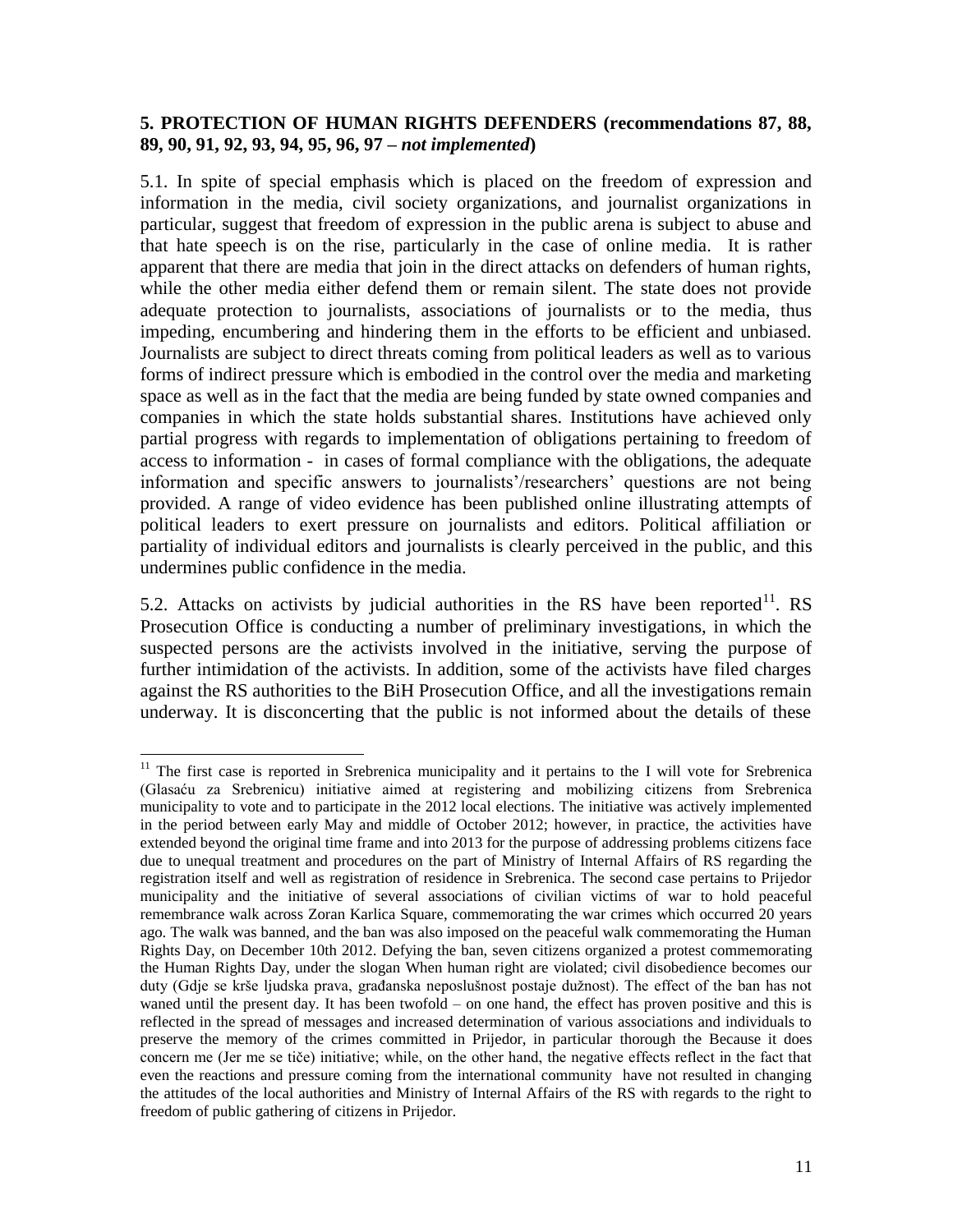## 5. PROTECTION OF HUMAN RIGHTS DEFENDERS (recommendations 87, 88, 89, 90, 91, 92, 93, 94, 95, 96, 97 – *not implemented*)

5.1. In spite of special emphasis which is placed on the freedom of expression and information in the media, civil society organizations, and journalist organizations in particular, suggest that freedom of expression in the public arena is subject to abuse and that hate speech is on the rise, particularly in the case of online media. It is rather apparent that there are media that join in the direct attacks on defenders of human rights, while the other media either defend them or remain silent. The state does not provide adequate protection to journalists, associations of journalists or to the media, thus impeding, encumbering and hindering them in the efforts to be efficient and unbiased. Journalists are subject to direct threats coming from political leaders as well as to various forms of indirect pressure which is embodied in the control over the media and marketing space as well as in the fact that the media are being funded by state owned companies and companies in which the state holds substantial shares. Institutions have achieved only partial progress with regards to implementation of obligations pertaining to freedom of access to information - in cases of formal compliance with the obligations, the adequate information and specific answers to journalists'/researchers' questions are not being provided. A range of video evidence has been published online illustrating attempts of political leaders to exert pressure on journalists and editors. Political affiliation or partiality of individual editors and journalists is clearly perceived in the public, and this undermines public confidence in the media.

5.2. Attacks on activists by judicial authorities in the RS have been reported[11]. RS Prosecution Office is conducting a number of preliminary investigations, in which the suspected persons are the activists involved in the initiative, serving the purpose of further intimidation of the activists. In addition, some of the activists have filed charges against the RS authorities to the BiH Prosecution Office, and all the investigations remain underway. It is disconcerting that the public is not informed about the details of these

---

[11] The first case is reported in Srebrenica municipality and it pertains to the I will vote for Srebrenica (Glasaću za Srebrenicu) initiative aimed at registering and mobilizing citizens from Srebrenica municipality to vote and to participate in the 2012 local elections. The initiative was actively implemented in the period between early May and middle of October 2012; however, in practice, the activities have extended beyond the original time frame and into 2013 for the purpose of addressing problems citizens face due to unequal treatment and procedures on the part of Ministry of Internal Affairs of RS regarding the registration itself and well as registration of residence in Srebrenica. The second case pertains to Prijedor municipality and the initiative of several associations of civilian victims of war to hold peaceful remembrance walk across Zoran Karlica Square, commemorating the war crimes which occurred 20 years ago. The walk was banned, and the ban was also imposed on the peaceful walk commemorating the Human Rights Day, on December 10th 2012. Defying the ban, seven citizens organized a protest commemorating the Human Rights Day, under the slogan When human right are violated; civil disobedience becomes our duty (Gdje se krše ljudska prava, građanska neposlušnost postaje dužnost). The effect of the ban has not waned until the present day. It has been twofold – on one hand, the effect has proven positive and this is reflected in the spread of messages and increased determination of various associations and individuals to preserve the memory of the crimes committed in Prijedor, in particular thorough the Because it does concern me (Jer me se tiče) initiative; while, on the other hand, the negative effects reflect in the fact that even the reactions and pressure coming from the international community have not resulted in changing the attitudes of the local authorities and Ministry of Internal Affairs of the RS with regards to the right to freedom of public gathering of citizens in Prijedor.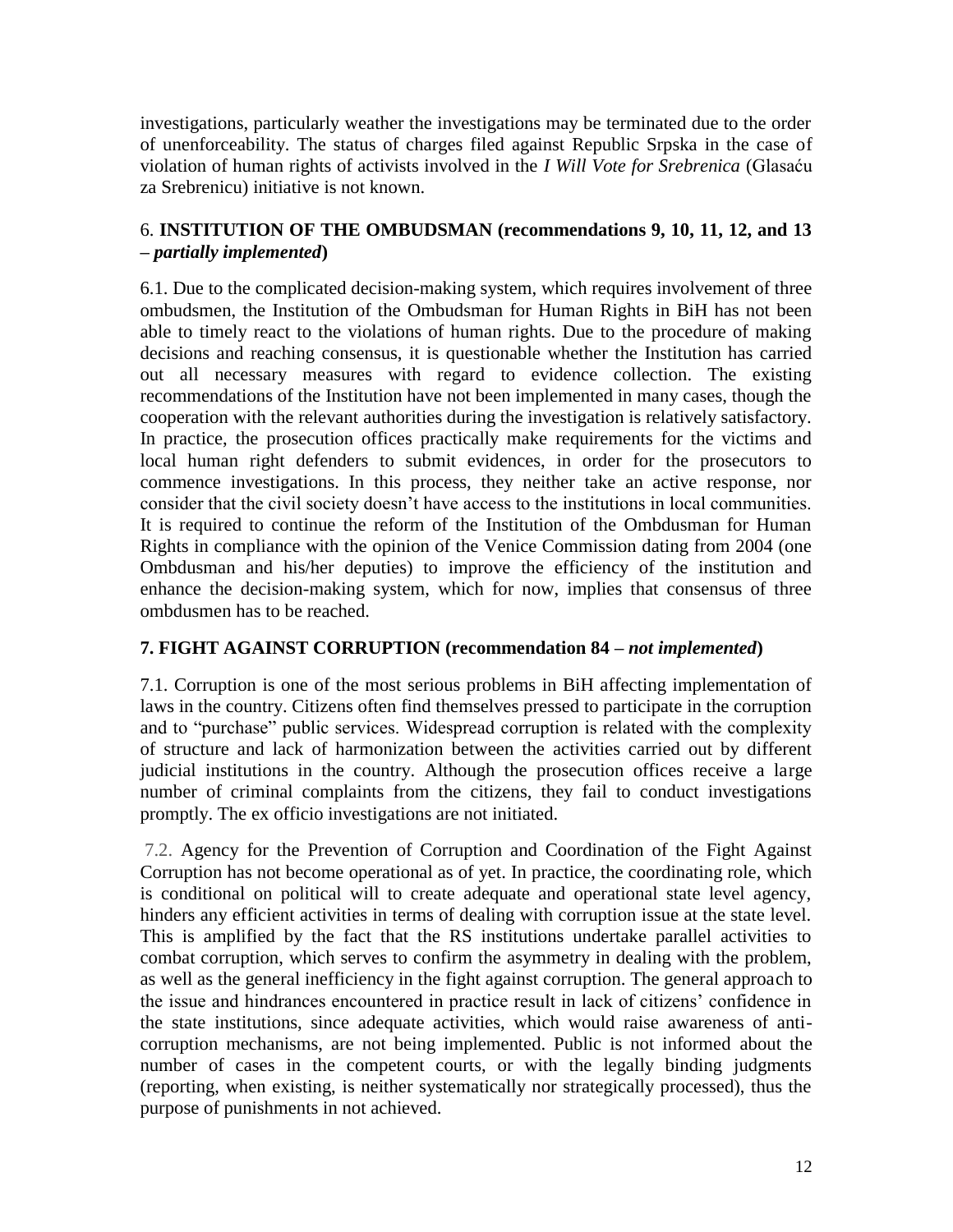investigations, particularly weather the investigations may be terminated due to the order of unenforceability. The status of charges filed against Republic Srpska in the case of violation of human rights of activists involved in the *I Will Vote for Srebrenica* (Glasaću za Srebrenicu) initiative is not known.

## 6. INSTITUTION OF THE OMBUDSMAN (recommendations 9, 10, 11, 12, and 13 – *partially implemented*)

6.1. Due to the complicated decision-making system, which requires involvement of three ombudsmen, the Institution of the Ombudsman for Human Rights in BiH has not been able to timely react to the violations of human rights. Due to the procedure of making decisions and reaching consensus, it is questionable whether the Institution has carried out all necessary measures with regard to evidence collection. The existing recommendations of the Institution have not been implemented in many cases, though the cooperation with the relevant authorities during the investigation is relatively satisfactory. In practice, the prosecution offices practically make requirements for the victims and local human right defenders to submit evidences, in order for the prosecutors to commence investigations. In this process, they neither take an active response, nor consider that the civil society doesn't have access to the institutions in local communities. It is required to continue the reform of the Institution of the Ombdusman for Human Rights in compliance with the opinion of the Venice Commission dating from 2004 (one Ombdusman and his/her deputies) to improve the efficiency of the institution and enhance the decision-making system, which for now, implies that consensus of three ombdusmen has to be reached.

## 7. FIGHT AGAINST CORRUPTION (recommendation 84 – *not implemented*)

7.1. Corruption is one of the most serious problems in BiH affecting implementation of laws in the country. Citizens often find themselves pressed to participate in the corruption and to "purchase" public services. Widespread corruption is related with the complexity of structure and lack of harmonization between the activities carried out by different judicial institutions in the country. Although the prosecution offices receive a large number of criminal complaints from the citizens, they fail to conduct investigations promptly. The ex officio investigations are not initiated.

7.2. Agency for the Prevention of Corruption and Coordination of the Fight Against Corruption has not become operational as of yet. In practice, the coordinating role, which is conditional on political will to create adequate and operational state level agency, hinders any efficient activities in terms of dealing with corruption issue at the state level. This is amplified by the fact that the RS institutions undertake parallel activities to combat corruption, which serves to confirm the asymmetry in dealing with the problem, as well as the general inefficiency in the fight against corruption. The general approach to the issue and hindrances encountered in practice result in lack of citizens' confidence in the state institutions, since adequate activities, which would raise awareness of anti-corruption mechanisms, are not being implemented. Public is not informed about the number of cases in the competent courts, or with the legally binding judgments (reporting, when existing, is neither systematically nor strategically processed), thus the purpose of punishments in not achieved.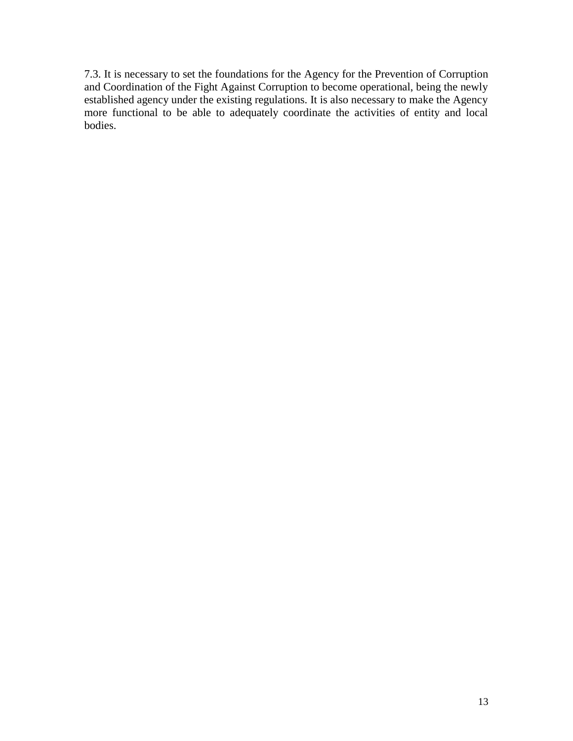7.3. It is necessary to set the foundations for the Agency for the Prevention of Corruption and Coordination of the Fight Against Corruption to become operational, being the newly established agency under the existing regulations. It is also necessary to make the Agency more functional to be able to adequately coordinate the activities of entity and local bodies.